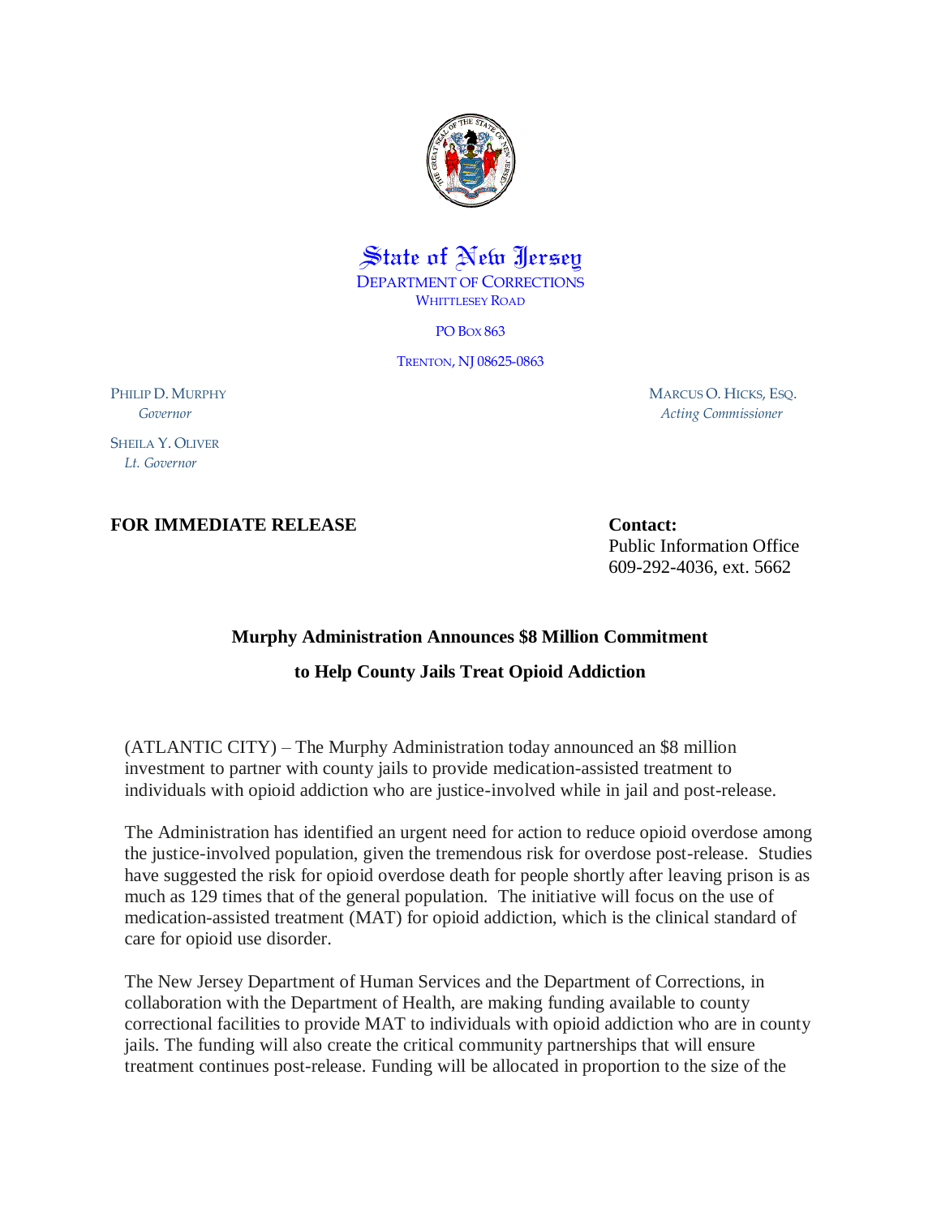State of New Jersey

DEPARTMENT OF CORRECTIONS

WHITTLESEY ROAD

PO BOX 863

TRENTON, NJ 08625-0863

PHILIP D. MURPHY
*Governor*

SHEILA Y. OLIVER
*Lt. Governor*

MARCUS O. HICKS, ESQ.
*Acting Commissioner*

**FOR IMMEDIATE RELEASE**

**Contact:**
Public Information Office
609-292-4036, ext. 5662

**Murphy Administration Announces $8 Million Commitment**

**to Help County Jails Treat Opioid Addiction**

(ATLANTIC CITY) – The Murphy Administration today announced an $8 million investment to partner with county jails to provide medication-assisted treatment to individuals with opioid addiction who are justice-involved while in jail and post-release.

The Administration has identified an urgent need for action to reduce opioid overdose among the justice-involved population, given the tremendous risk for overdose post-release. Studies have suggested the risk for opioid overdose death for people shortly after leaving prison is as much as 129 times that of the general population. The initiative will focus on the use of medication-assisted treatment (MAT) for opioid addiction, which is the clinical standard of care for opioid use disorder.

The New Jersey Department of Human Services and the Department of Corrections, in collaboration with the Department of Health, are making funding available to county correctional facilities to provide MAT to individuals with opioid addiction who are in county jails. The funding will also create the critical community partnerships that will ensure treatment continues post-release. Funding will be allocated in proportion to the size of the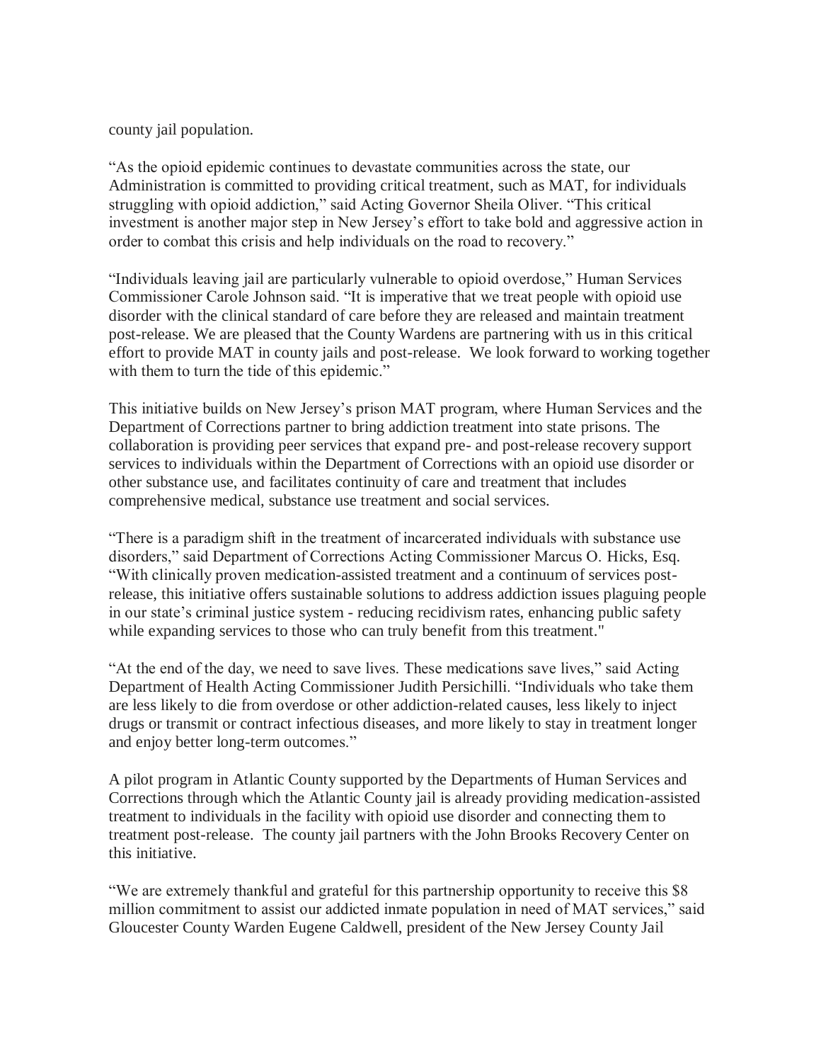county jail population.

"As the opioid epidemic continues to devastate communities across the state, our Administration is committed to providing critical treatment, such as MAT, for individuals struggling with opioid addiction," said Acting Governor Sheila Oliver. "This critical investment is another major step in New Jersey's effort to take bold and aggressive action in order to combat this crisis and help individuals on the road to recovery."

"Individuals leaving jail are particularly vulnerable to opioid overdose," Human Services Commissioner Carole Johnson said. "It is imperative that we treat people with opioid use disorder with the clinical standard of care before they are released and maintain treatment post-release. We are pleased that the County Wardens are partnering with us in this critical effort to provide MAT in county jails and post-release. We look forward to working together with them to turn the tide of this epidemic."

This initiative builds on New Jersey's prison MAT program, where Human Services and the Department of Corrections partner to bring addiction treatment into state prisons. The collaboration is providing peer services that expand pre- and post-release recovery support services to individuals within the Department of Corrections with an opioid use disorder or other substance use, and facilitates continuity of care and treatment that includes comprehensive medical, substance use treatment and social services.

"There is a paradigm shift in the treatment of incarcerated individuals with substance use disorders," said Department of Corrections Acting Commissioner Marcus O. Hicks, Esq. "With clinically proven medication-assisted treatment and a continuum of services post-release, this initiative offers sustainable solutions to address addiction issues plaguing people in our state's criminal justice system - reducing recidivism rates, enhancing public safety while expanding services to those who can truly benefit from this treatment."

"At the end of the day, we need to save lives. These medications save lives," said Acting Department of Health Acting Commissioner Judith Persichilli. "Individuals who take them are less likely to die from overdose or other addiction-related causes, less likely to inject drugs or transmit or contract infectious diseases, and more likely to stay in treatment longer and enjoy better long-term outcomes."

A pilot program in Atlantic County supported by the Departments of Human Services and Corrections through which the Atlantic County jail is already providing medication-assisted treatment to individuals in the facility with opioid use disorder and connecting them to treatment post-release. The county jail partners with the John Brooks Recovery Center on this initiative.

"We are extremely thankful and grateful for this partnership opportunity to receive this $8 million commitment to assist our addicted inmate population in need of MAT services," said Gloucester County Warden Eugene Caldwell, president of the New Jersey County Jail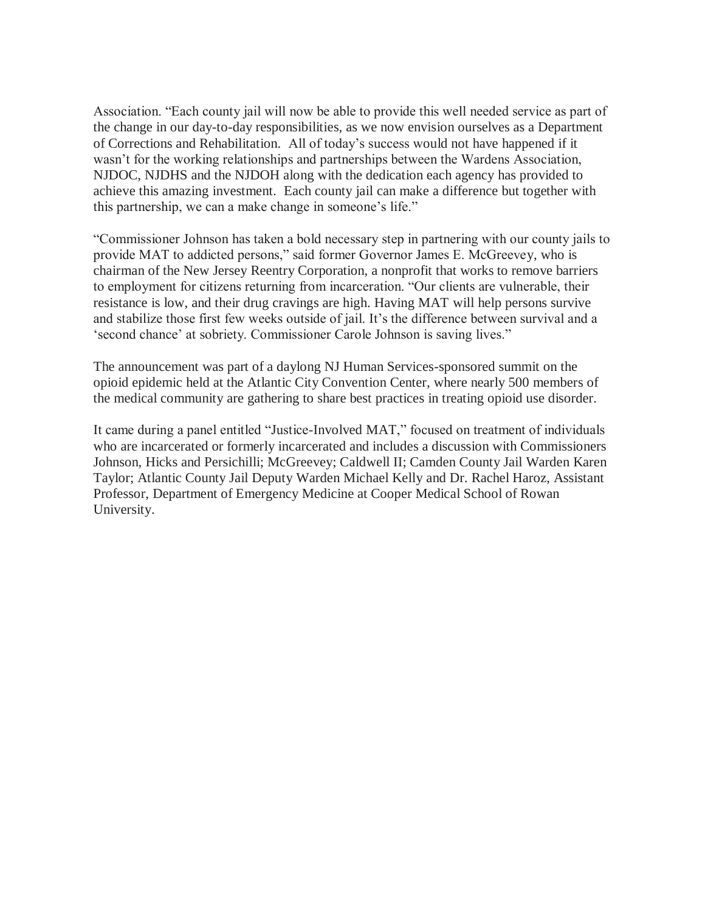Association. "Each county jail will now be able to provide this well needed service as part of the change in our day-to-day responsibilities, as we now envision ourselves as a Department of Corrections and Rehabilitation. All of today's success would not have happened if it wasn't for the working relationships and partnerships between the Wardens Association, NJDOC, NJDHS and the NJDOH along with the dedication each agency has provided to achieve this amazing investment. Each county jail can make a difference but together with this partnership, we can a make change in someone's life."

"Commissioner Johnson has taken a bold necessary step in partnering with our county jails to provide MAT to addicted persons," said former Governor James E. McGreevey, who is chairman of the New Jersey Reentry Corporation, a nonprofit that works to remove barriers to employment for citizens returning from incarceration. "Our clients are vulnerable, their resistance is low, and their drug cravings are high. Having MAT will help persons survive and stabilize those first few weeks outside of jail. It's the difference between survival and a 'second chance' at sobriety. Commissioner Carole Johnson is saving lives."

The announcement was part of a daylong NJ Human Services-sponsored summit on the opioid epidemic held at the Atlantic City Convention Center, where nearly 500 members of the medical community are gathering to share best practices in treating opioid use disorder.

It came during a panel entitled "Justice-Involved MAT," focused on treatment of individuals who are incarcerated or formerly incarcerated and includes a discussion with Commissioners Johnson, Hicks and Persichilli; McGreevey; Caldwell II; Camden County Jail Warden Karen Taylor; Atlantic County Jail Deputy Warden Michael Kelly and Dr. Rachel Haroz, Assistant Professor, Department of Emergency Medicine at Cooper Medical School of Rowan University.